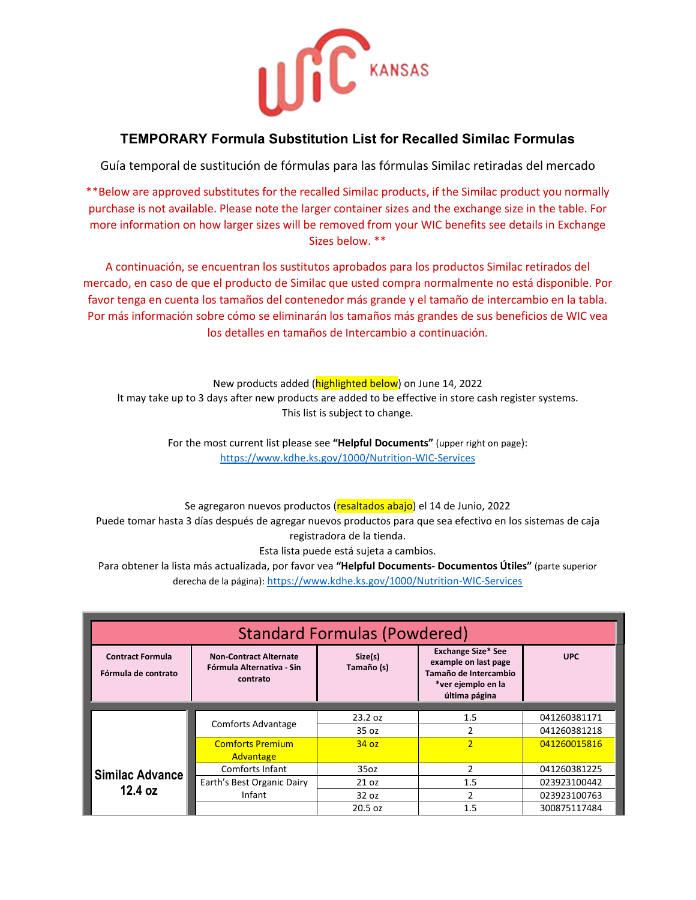WIC KANSAS

# TEMPORARY Formula Substitution List for Recalled Similac Formulas

Guía temporal de sustitución de fórmulas para las fórmulas Similac retiradas del mercado

**Below are approved substitutes for the recalled Similac products, if the Similac product you normally purchase is not available. Please note the larger container sizes and the exchange size in the table. For more information on how larger sizes will be removed from your WIC benefits see details in Exchange Sizes below. **

A continuación, se encuentran los sustitutos aprobados para los productos Similac retirados del mercado, en caso de que el producto de Similac que usted compra normalmente no está disponible. Por favor tenga en cuenta los tamaños del contenedor más grande y el tamaño de intercambio en la tabla. Por más información sobre cómo se eliminarán los tamaños más grandes de sus beneficios de WIC vea los detalles en tamaños de Intercambio a continuación.

New products added (highlighted below) on June 14, 2022
It may take up to 3 days after new products are added to be effective in store cash register systems.
This list is subject to change.

For the most current list please see **"Helpful Documents"** (upper right on page):
https://www.kdhe.ks.gov/1000/Nutrition-WIC-Services

Se agregaron nuevos productos (resaltados abajo) el 14 de Junio, 2022
Puede tomar hasta 3 días después de agregar nuevos productos para que sea efectivo en los sistemas de caja registradora de la tienda.
Esta lista puede está sujeta a cambios.
Para obtener la lista más actualizada, por favor vea **"Helpful Documents- Documentos Útiles"** (parte superior derecha de la página): https://www.kdhe.ks.gov/1000/Nutrition-WIC-Services

| Standard Formulas (Powdered) | | | | |
|---|---|---|---|---|
| **Contract Formula** **Fórmula de contrato** | **Non-Contract Alternate Fórmula Alternativa - Sin contrato** | **Size(s) Tamaño (s)** | **Exchange Size* See example on last page Tamaño de Intercambio *ver ejemplo en la última página** | **UPC** |
| **Similac Advance 12.4 oz** | Comforts Advantage | 23.2 oz | 1.5 | 041260381171 |
| | | 35 oz | 2 | 041260381218 |
| | Comforts Premium Advantage | 34 oz | 2 | 041260015816 |
| | Comforts Infant | 35oz | 2 | 041260381225 |
| | Earth's Best Organic Dairy Infant | 21 oz | 1.5 | 023923100442 |
| | | 32 oz | 2 | 023923100763 |
| | | 20.5 oz | 1.5 | 300875117484 |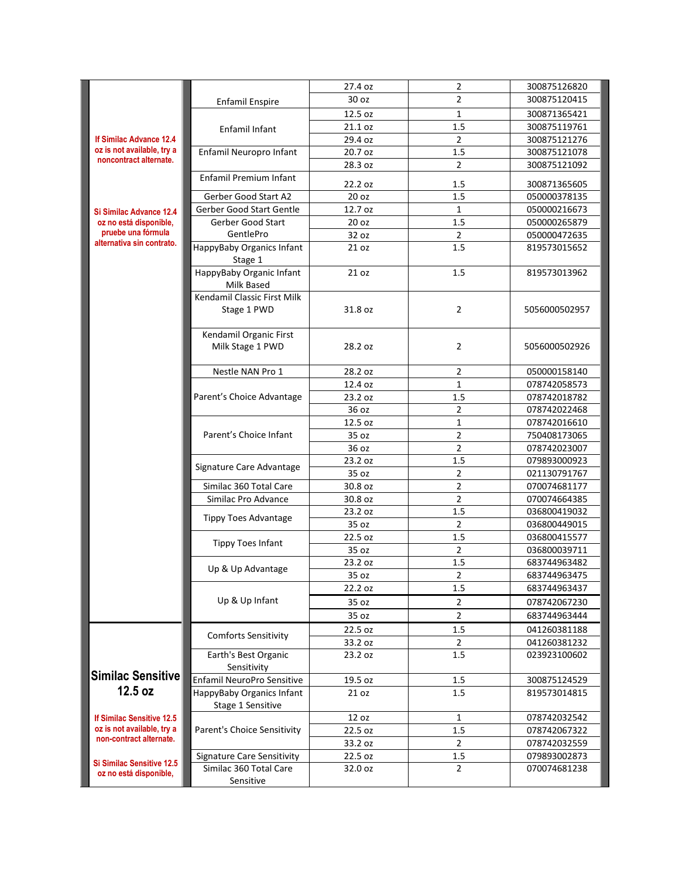| | Product | Size | Cans/Units | UPC |
|---|---|---|---|---|
| If Similac Advance 12.4 oz is not available, try a noncontract alternate. Si Similac Advance 12.4 oz no está disponible, pruebe una fórmula alternativa sin contrato. | Enfamil Enspire | 27.4 oz | 2 | 300875126820 |
| | | 30 oz | 2 | 300875120415 |
| | Enfamil Infant | 12.5 oz | 1 | 300871365421 |
| | | 21.1 oz | 1.5 | 300875119761 |
| | | 29.4 oz | 2 | 300875121276 |
| | Enfamil Neuropro Infant | 20.7 oz | 1.5 | 300875121078 |
| | | 28.3 oz | 2 | 300875121092 |
| | Enfamil Premium Infant | 22.2 oz | 1.5 | 300871365605 |
| | Gerber Good Start A2 | 20 oz | 1.5 | 050000378135 |
| | Gerber Good Start Gentle | 12.7 oz | 1 | 050000216673 |
| | Gerber Good Start GentlePro | 20 oz | 1.5 | 050000265879 |
| | | 32 oz | 2 | 050000472635 |
| | HappyBaby Organics Infant Stage 1 | 21 oz | 1.5 | 819573015652 |
| | HappyBaby Organic Infant Milk Based | 21 oz | 1.5 | 819573013962 |
| | Kendamil Classic First Milk Stage 1 PWD | 31.8 oz | 2 | 5056000502957 |
| | Kendamil Organic First Milk Stage 1 PWD | 28.2 oz | 2 | 5056000502926 |
| | Nestle NAN Pro 1 | 28.2 oz | 2 | 050000158140 |
| | Parent's Choice Advantage | 12.4 oz | 1 | 078742058573 |
| | | 23.2 oz | 1.5 | 078742018782 |
| | | 36 oz | 2 | 078742022468 |
| | Parent's Choice Infant | 12.5 oz | 1 | 078742016610 |
| | | 35 oz | 2 | 750408173065 |
| | | 36 oz | 2 | 078742023007 |
| | Signature Care Advantage | 23.2 oz | 1.5 | 079893000923 |
| | | 35 oz | 2 | 021130791767 |
| | Similac 360 Total Care | 30.8 oz | 2 | 070074681177 |
| | Similac Pro Advance | 30.8 oz | 2 | 070074664385 |
| | Tippy Toes Advantage | 23.2 oz | 1.5 | 036800419032 |
| | | 35 oz | 2 | 036800449015 |
| | Tippy Toes Infant | 22.5 oz | 1.5 | 036800415577 |
| | | 35 oz | 2 | 036800039711 |
| | Up & Up Advantage | 23.2 oz | 1.5 | 683744963482 |
| | | 35 oz | 2 | 683744963475 |
| | Up & Up Infant | 22.2 oz | 1.5 | 683744963437 |
| | | 35 oz | 2 | 078742067230 |
| | | 35 oz | 2 | 683744963444 |
| **Similac Sensitive 12.5 oz** If Similac Sensitive 12.5 oz is not available, try a non-contract alternate. Si Similac Sensitive 12.5 oz no está disponible, | Comforts Sensitivity | 22.5 oz | 1.5 | 041260381188 |
| | | 33.2 oz | 2 | 041260381232 |
| | Earth's Best Organic Sensitivity | 23.2 oz | 1.5 | 023923100602 |
| | Enfamil NeuroPro Sensitive | 19.5 oz | 1.5 | 300875124529 |
| | HappyBaby Organics Infant Stage 1 Sensitive | 21 oz | 1.5 | 819573014815 |
| | Parent's Choice Sensitivity | 12 oz | 1 | 078742032542 |
| | | 22.5 oz | 1.5 | 078742067322 |
| | | 33.2 oz | 2 | 078742032559 |
| | Signature Care Sensitivity | 22.5 oz | 1.5 | 079893002873 |
| | Similac 360 Total Care Sensitive | 32.0 oz | 2 | 070074681238 |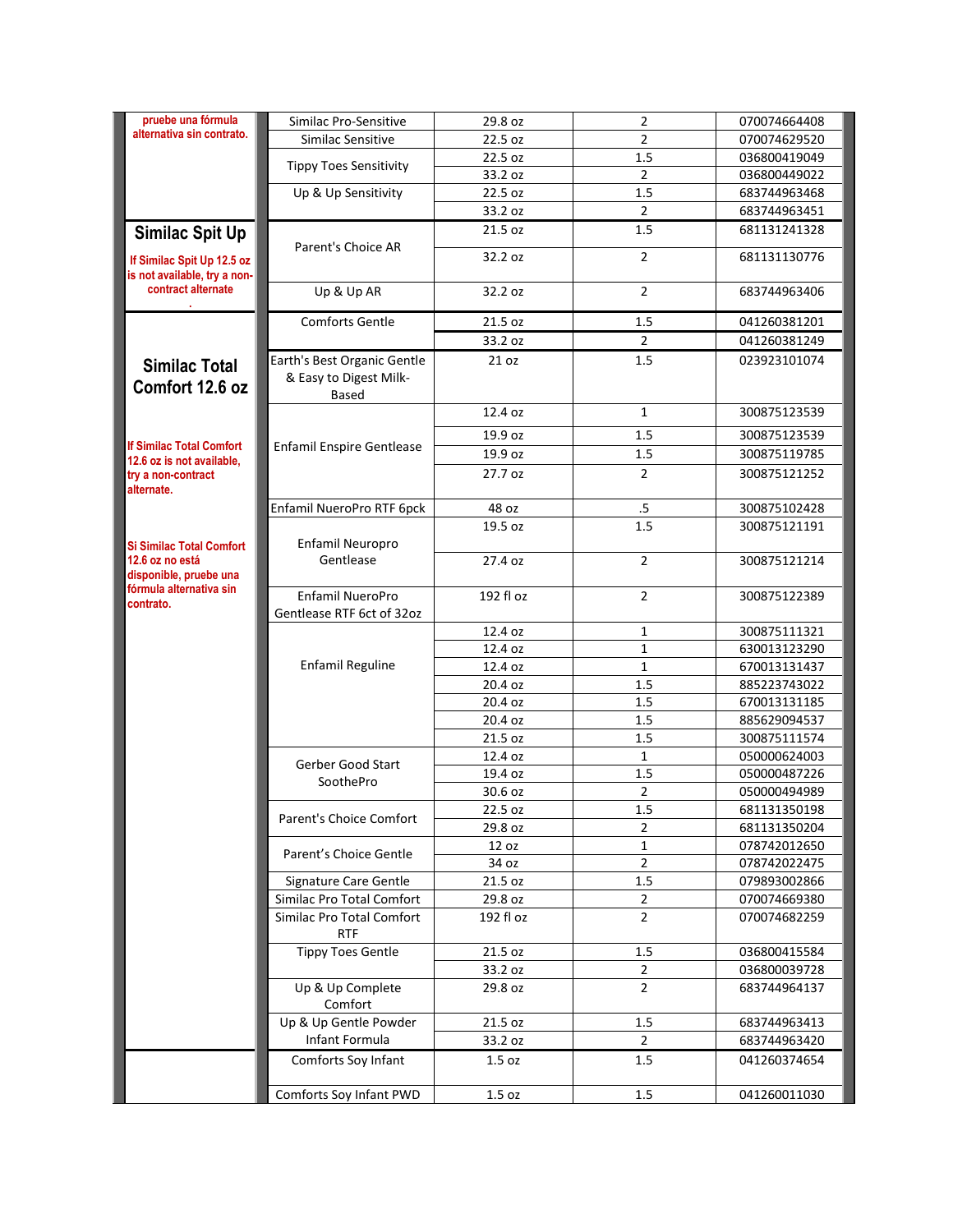| | | | | |
|---|---|---|---|---|
| pruebe una fórmula alternativa sin contrato. | Similac Pro-Sensitive | 29.8 oz | 2 | 070074664408 |
| | Similac Sensitive | 22.5 oz | 2 | 070074629520 |
| | Tippy Toes Sensitivity | 22.5 oz | 1.5 | 036800419049 |
| | | 33.2 oz | 2 | 036800449022 |
| | Up & Up Sensitivity | 22.5 oz | 1.5 | 683744963468 |
| | | 33.2 oz | 2 | 683744963451 |
| **Similac Spit Up** If Similac Spit Up 12.5 oz is not available, try a non-contract alternate . | Parent's Choice AR | 21.5 oz | 1.5 | 681131241328 |
| | | 32.2 oz | 2 | 681131130776 |
| | Up & Up AR | 32.2 oz | 2 | 683744963406 |
| **Similac Total Comfort 12.6 oz** If Similac Total Comfort 12.6 oz is not available, try a non-contract alternate. Si Similac Total Comfort 12.6 oz no está disponible, pruebe una fórmula alternativa sin contrato. | Comforts Gentle | 21.5 oz | 1.5 | 041260381201 |
| | | 33.2 oz | 2 | 041260381249 |
| | Earth's Best Organic Gentle & Easy to Digest Milk-Based | 21 oz | 1.5 | 023923101074 |
| | Enfamil Enspire Gentlease | 12.4 oz | 1 | 300875123539 |
| | | 19.9 oz | 1.5 | 300875123539 |
| | | 19.9 oz | 1.5 | 300875119785 |
| | | 27.7 oz | 2 | 300875121252 |
| | Enfamil NueroPro RTF 6pck | 48 oz | .5 | 300875102428 |
| | Enfamil Neuropro Gentlease | 19.5 oz | 1.5 | 300875121191 |
| | | 27.4 oz | 2 | 300875121214 |
| | Enfamil NueroPro Gentlease RTF 6ct of 32oz | 192 fl oz | 2 | 300875122389 |
| | Enfamil Reguline | 12.4 oz | 1 | 300875111321 |
| | | 12.4 oz | 1 | 630013123290 |
| | | 12.4 oz | 1 | 670013131437 |
| | | 20.4 oz | 1.5 | 885223743022 |
| | | 20.4 oz | 1.5 | 670013131185 |
| | | 20.4 oz | 1.5 | 885629094537 |
| | | 21.5 oz | 1.5 | 300875111574 |
| | Gerber Good Start SoothePro | 12.4 oz | 1 | 050000624003 |
| | | 19.4 oz | 1.5 | 050000487226 |
| | | 30.6 oz | 2 | 050000494989 |
| | Parent's Choice Comfort | 22.5 oz | 1.5 | 681131350198 |
| | | 29.8 oz | 2 | 681131350204 |
| | Parent's Choice Gentle | 12 oz | 1 | 078742012650 |
| | | 34 oz | 2 | 078742022475 |
| | Signature Care Gentle | 21.5 oz | 1.5 | 079893002866 |
| | Similac Pro Total Comfort | 29.8 oz | 2 | 070074669380 |
| | Similac Pro Total Comfort RTF | 192 fl oz | 2 | 070074682259 |
| | Tippy Toes Gentle | 21.5 oz | 1.5 | 036800415584 |
| | | 33.2 oz | 2 | 036800039728 |
| | Up & Up Complete Comfort | 29.8 oz | 2 | 683744964137 |
| | Up & Up Gentle Powder Infant Formula | 21.5 oz | 1.5 | 683744963413 |
| | | 33.2 oz | 2 | 683744963420 |
| | Comforts Soy Infant | 1.5 oz | 1.5 | 041260374654 |
| | Comforts Soy Infant PWD | 1.5 oz | 1.5 | 041260011030 |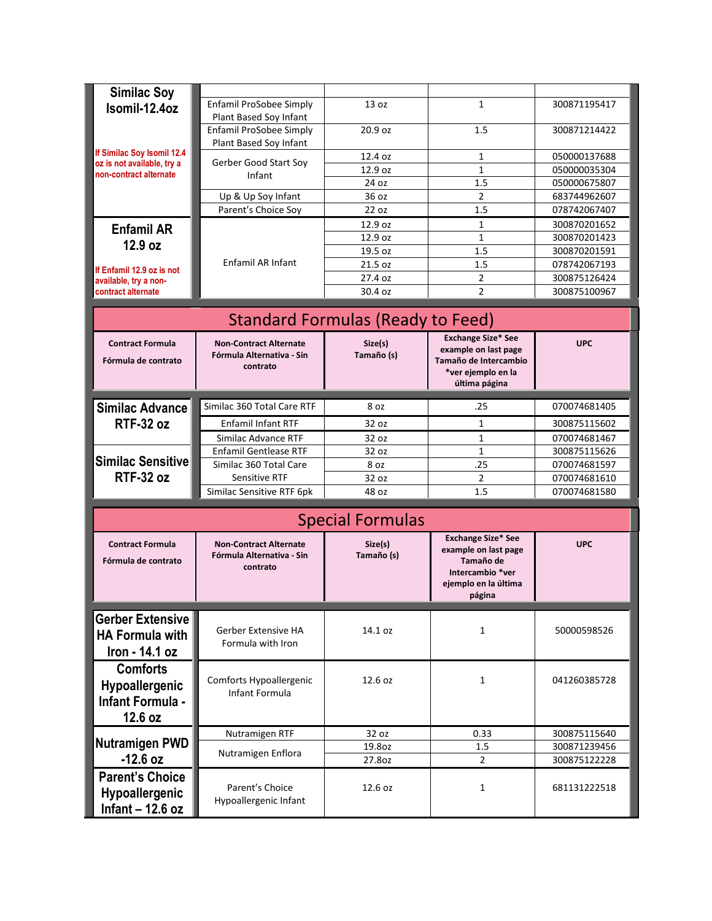| | | | | |
|---|---|---|---|---|
| **Similac Soy Isomil-12.4oz**<br><br>If Similac Soy Isomil 12.4 oz is not available, try a non-contract alternate | | | | |
| | Enfamil ProSobee Simply Plant Based Soy Infant | 13 oz | 1 | 300871195417 |
| | Enfamil ProSobee Simply Plant Based Soy Infant | 20.9 oz | 1.5 | 300871214422 |
| | Gerber Good Start Soy Infant | 12.4 oz | 1 | 050000137688 |
| | | 12.9 oz | 1 | 050000035304 |
| | | 24 oz | 1.5 | 050000675807 |
| | Up & Up Soy Infant | 36 oz | 2 | 683744962607 |
| | Parent's Choice Soy | 22 oz | 1.5 | 078742067407 |
| **Enfamil AR 12.9 oz**<br><br>If Enfamil 12.9 oz is not available, try a non-contract alternate | Enfamil AR Infant | 12.9 oz | 1 | 300870201652 |
| | | 12.9 oz | 1 | 300870201423 |
| | | 19.5 oz | 1.5 | 300870201591 |
| | | 21.5 oz | 1.5 | 078742067193 |
| | | 27.4 oz | 2 | 300875126424 |
| | | 30.4 oz | 2 | 300875100967 |

## Standard Formulas (Ready to Feed)

| Contract Formula<br>Fórmula de contrato | Non-Contract Alternate<br>Fórmula Alternativa - Sin contrato | Size(s)<br>Tamaño (s) | Exchange Size* See example on last page<br>Tamaño de Intercambio *ver ejemplo en la última página | UPC |
|---|---|---|---|---|
| **Similac Advance RTF-32 oz**<br><br>**Similac Sensitive RTF-32 oz** | Similac 360 Total Care RTF | 8 oz | .25 | 070074681405 |
| | Enfamil Infant RTF | 32 oz | 1 | 300875115602 |
| | Similac Advance RTF | 32 oz | 1 | 070074681467 |
| | Enfamil Gentlease RTF | 32 oz | 1 | 300875115626 |
| | Similac 360 Total Care Sensitive RTF | 8 oz | .25 | 070074681597 |
| | | 32 oz | 2 | 070074681610 |
| | Similac Sensitive RTF 6pk | 48 oz | 1.5 | 070074681580 |

## Special Formulas

| Contract Formula<br>Fórmula de contrato | Non-Contract Alternate<br>Fórmula Alternativa - Sin contrato | Size(s)<br>Tamaño (s) | Exchange Size* See example on last page<br>Tamaño de Intercambio *ver ejemplo en la última página | UPC |
|---|---|---|---|---|
| **Gerber Extensive HA Formula with Iron - 14.1 oz** | Gerber Extensive HA Formula with Iron | 14.1 oz | 1 | 50000598526 |
| **Comforts Hypoallergenic Infant Formula - 12.6 oz** | Comforts Hypoallergenic Infant Formula | 12.6 oz | 1 | 041260385728 |
| **Nutramigen PWD -12.6 oz** | Nutramigen RTF | 32 oz | 0.33 | 300875115640 |
| | Nutramigen Enflora | 19.8oz | 1.5 | 300871239456 |
| | | 27.8oz | 2 | 300875122228 |
| **Parent's Choice Hypoallergenic Infant – 12.6 oz** | Parent's Choice Hypoallergenic Infant | 12.6 oz | 1 | 681131222518 |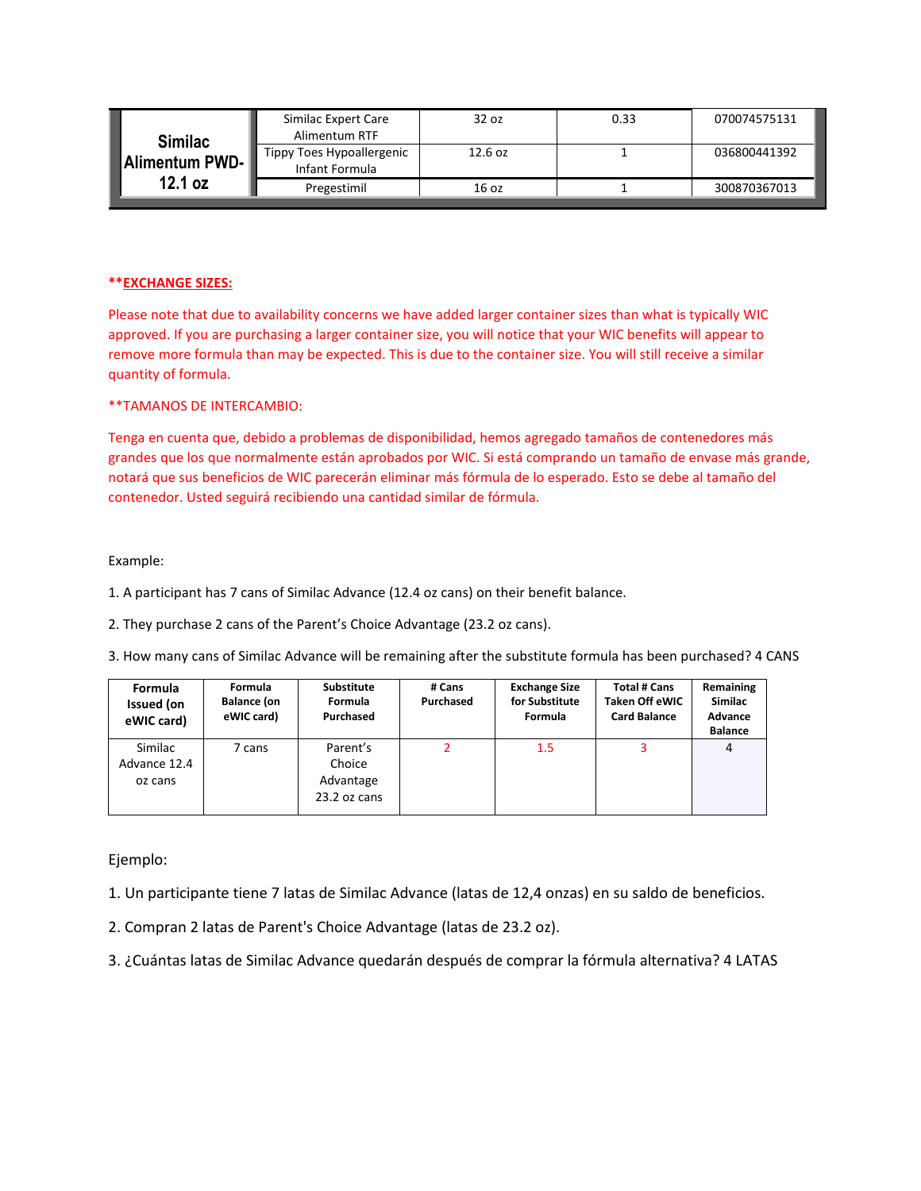| | | | | |
|---|---|---|---|---|
| **Similac Alimentum PWD- 12.1 oz** | Similac Expert Care Alimentum RTF | 32 oz | 0.33 | 070074575131 |
| | Tippy Toes Hypoallergenic Infant Formula | 12.6 oz | 1 | 036800441392 |
| | Pregestimil | 16 oz | 1 | 300870367013 |

****EXCHANGE SIZES:**

Please note that due to availability concerns we have added larger container sizes than what is typically WIC approved. If you are purchasing a larger container size, you will notice that your WIC benefits will appear to remove more formula than may be expected. This is due to the container size. You will still receive a similar quantity of formula.

**TAMANOS DE INTERCAMBIO:

Tenga en cuenta que, debido a problemas de disponibilidad, hemos agregado tamaños de contenedores más grandes que los que normalmente están aprobados por WIC. Si está comprando un tamaño de envase más grande, notará que sus beneficios de WIC parecerán eliminar más fórmula de lo esperado. Esto se debe al tamaño del contenedor. Usted seguirá recibiendo una cantidad similar de fórmula.

Example:

1. A participant has 7 cans of Similac Advance (12.4 oz cans) on their benefit balance.

2. They purchase 2 cans of the Parent's Choice Advantage (23.2 oz cans).

3. How many cans of Similac Advance will be remaining after the substitute formula has been purchased? 4 CANS

| Formula Issued (on eWIC card) | Formula Balance (on eWIC card) | Substitute Formula Purchased | # Cans Purchased | Exchange Size for Substitute Formula | Total # Cans Taken Off eWIC Card Balance | Remaining Similac Advance Balance |
|---|---|---|---|---|---|---|
| Similac Advance 12.4 oz cans | 7 cans | Parent's Choice Advantage 23.2 oz cans | 2 | 1.5 | 3 | 4 |

Ejemplo:

1. Un participante tiene 7 latas de Similac Advance (latas de 12,4 onzas) en su saldo de beneficios.

2. Compran 2 latas de Parent's Choice Advantage (latas de 23.2 oz).

3. ¿Cuántas latas de Similac Advance quedarán después de comprar la fórmula alternativa? 4 LATAS